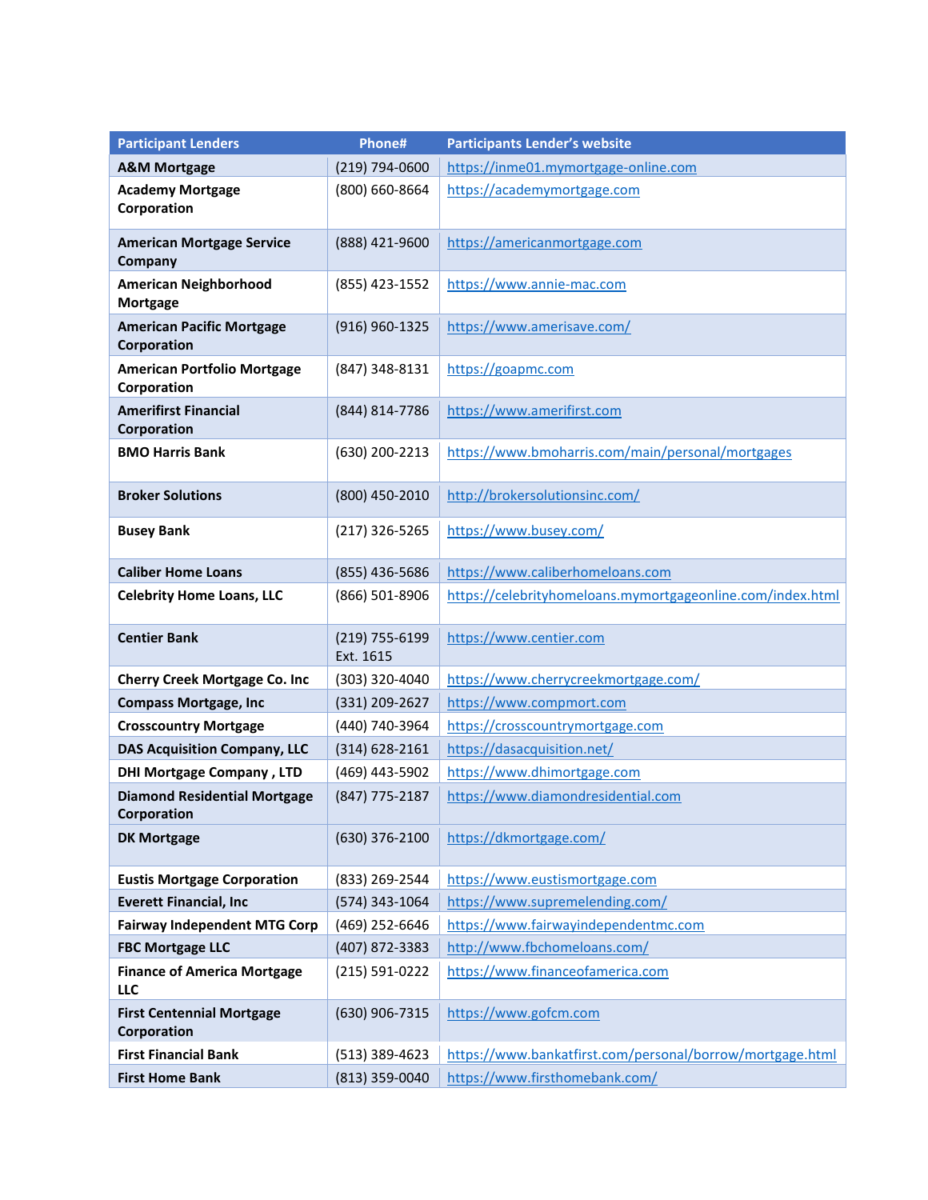| Participant Lenders | Phone# | Participants Lender's website |
|---|---|---|
| **A&M Mortgage** | (219) 794-0600 | https://inme01.mymortgage-online.com |
| **Academy Mortgage Corporation** | (800) 660-8664 | https://academymortgage.com |
| **American Mortgage Service Company** | (888) 421-9600 | https://americanmortgage.com |
| **American Neighborhood Mortgage** | (855) 423-1552 | https://www.annie-mac.com |
| **American Pacific Mortgage Corporation** | (916) 960-1325 | https://www.amerisave.com/ |
| **American Portfolio Mortgage Corporation** | (847) 348-8131 | https://goapmc.com |
| **Amerifirst Financial Corporation** | (844) 814-7786 | https://www.amerifirst.com |
| **BMO Harris Bank** | (630) 200-2213 | https://www.bmoharris.com/main/personal/mortgages |
| **Broker Solutions** | (800) 450-2010 | http://brokersolutionsinc.com/ |
| **Busey Bank** | (217) 326-5265 | https://www.busey.com/ |
| **Caliber Home Loans** | (855) 436-5686 | https://www.caliberhomeloans.com |
| **Celebrity Home Loans, LLC** | (866) 501-8906 | https://celebrityhomeloans.mymortgageonline.com/index.html |
| **Centier Bank** | (219) 755-6199 Ext. 1615 | https://www.centier.com |
| **Cherry Creek Mortgage Co. Inc** | (303) 320-4040 | https://www.cherrycreekmortgage.com/ |
| **Compass Mortgage, Inc** | (331) 209-2627 | https://www.compmort.com |
| **Crosscountry Mortgage** | (440) 740-3964 | https://crosscountrymortgage.com |
| **DAS Acquisition Company, LLC** | (314) 628-2161 | https://dasacquisition.net/ |
| **DHI Mortgage Company , LTD** | (469) 443-5902 | https://www.dhimortgage.com |
| **Diamond Residential Mortgage Corporation** | (847) 775-2187 | https://www.diamondresidential.com |
| **DK Mortgage** | (630) 376-2100 | https://dkmortgage.com/ |
| **Eustis Mortgage Corporation** | (833) 269-2544 | https://www.eustismortgage.com |
| **Everett Financial, Inc** | (574) 343-1064 | https://www.supremelending.com/ |
| **Fairway Independent MTG Corp** | (469) 252-6646 | https://www.fairwayindependentmc.com |
| **FBC Mortgage LLC** | (407) 872-3383 | http://www.fbchomeloans.com/ |
| **Finance of America Mortgage LLC** | (215) 591-0222 | https://www.financeofamerica.com |
| **First Centennial Mortgage Corporation** | (630) 906-7315 | https://www.gofcm.com |
| **First Financial Bank** | (513) 389-4623 | https://www.bankatfirst.com/personal/borrow/mortgage.html |
| **First Home Bank** | (813) 359-0040 | https://www.firsthomebank.com/ |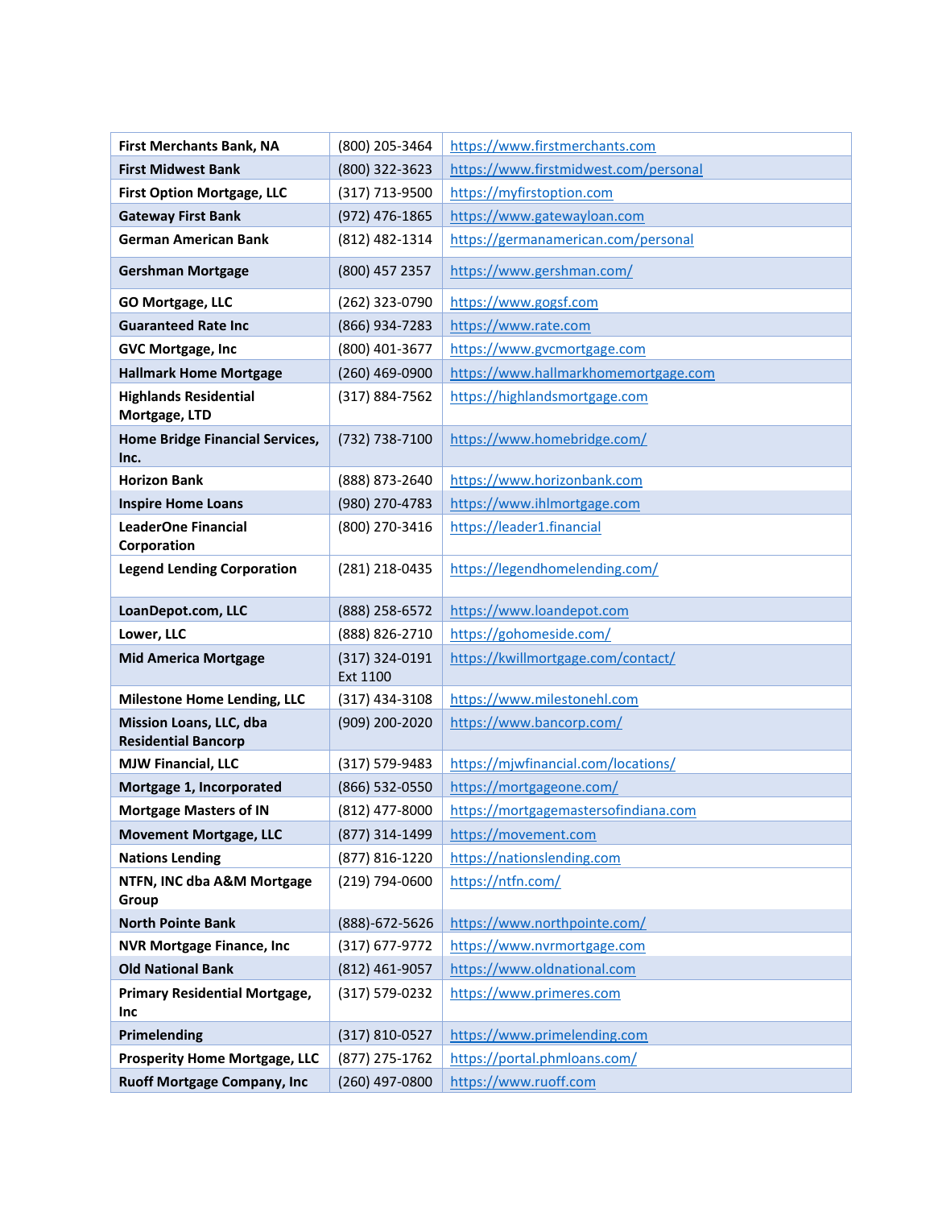| First Merchants Bank, NA | (800) 205-3464 | https://www.firstmerchants.com |
|---|---|---|
| **First Midwest Bank** | (800) 322-3623 | https://www.firstmidwest.com/personal |
| **First Option Mortgage, LLC** | (317) 713-9500 | https://myfirstoption.com |
| **Gateway First Bank** | (972) 476-1865 | https://www.gatewayloan.com |
| **German American Bank** | (812) 482-1314 | https://germanamerican.com/personal |
| **Gershman Mortgage** | (800) 457 2357 | https://www.gershman.com/ |
| **GO Mortgage, LLC** | (262) 323-0790 | https://www.gogsf.com |
| **Guaranteed Rate Inc** | (866) 934-7283 | https://www.rate.com |
| **GVC Mortgage, Inc** | (800) 401-3677 | https://www.gvcmortgage.com |
| **Hallmark Home Mortgage** | (260) 469-0900 | https://www.hallmarkhomemortgage.com |
| **Highlands Residential Mortgage, LTD** | (317) 884-7562 | https://highlandsmortgage.com |
| **Home Bridge Financial Services, Inc.** | (732) 738-7100 | https://www.homebridge.com/ |
| **Horizon Bank** | (888) 873-2640 | https://www.horizonbank.com |
| **Inspire Home Loans** | (980) 270-4783 | https://www.ihlmortgage.com |
| **LeaderOne Financial Corporation** | (800) 270-3416 | https://leader1.financial |
| **Legend Lending Corporation** | (281) 218-0435 | https://legendhomelending.com/ |
| **LoanDepot.com, LLC** | (888) 258-6572 | https://www.loandepot.com |
| **Lower, LLC** | (888) 826-2710 | https://gohomeside.com/ |
| **Mid America Mortgage** | (317) 324-0191 Ext 1100 | https://kwillmortgage.com/contact/ |
| **Milestone Home Lending, LLC** | (317) 434-3108 | https://www.milestonehl.com |
| **Mission Loans, LLC, dba Residential Bancorp** | (909) 200-2020 | https://www.bancorp.com/ |
| **MJW Financial, LLC** | (317) 579-9483 | https://mjwfinancial.com/locations/ |
| **Mortgage 1, Incorporated** | (866) 532-0550 | https://mortgageone.com/ |
| **Mortgage Masters of IN** | (812) 477-8000 | https://mortgagemastersofindiana.com |
| **Movement Mortgage, LLC** | (877) 314-1499 | https://movement.com |
| **Nations Lending** | (877) 816-1220 | https://nationslending.com |
| **NTFN, INC dba A&M Mortgage Group** | (219) 794-0600 | https://ntfn.com/ |
| **North Pointe Bank** | (888)-672-5626 | https://www.northpointe.com/ |
| **NVR Mortgage Finance, Inc** | (317) 677-9772 | https://www.nvrmortgage.com |
| **Old National Bank** | (812) 461-9057 | https://www.oldnational.com |
| **Primary Residential Mortgage, Inc** | (317) 579-0232 | https://www.primeres.com |
| **Primelending** | (317) 810-0527 | https://www.primelending.com |
| **Prosperity Home Mortgage, LLC** | (877) 275-1762 | https://portal.phmloans.com/ |
| **Ruoff Mortgage Company, Inc** | (260) 497-0800 | https://www.ruoff.com |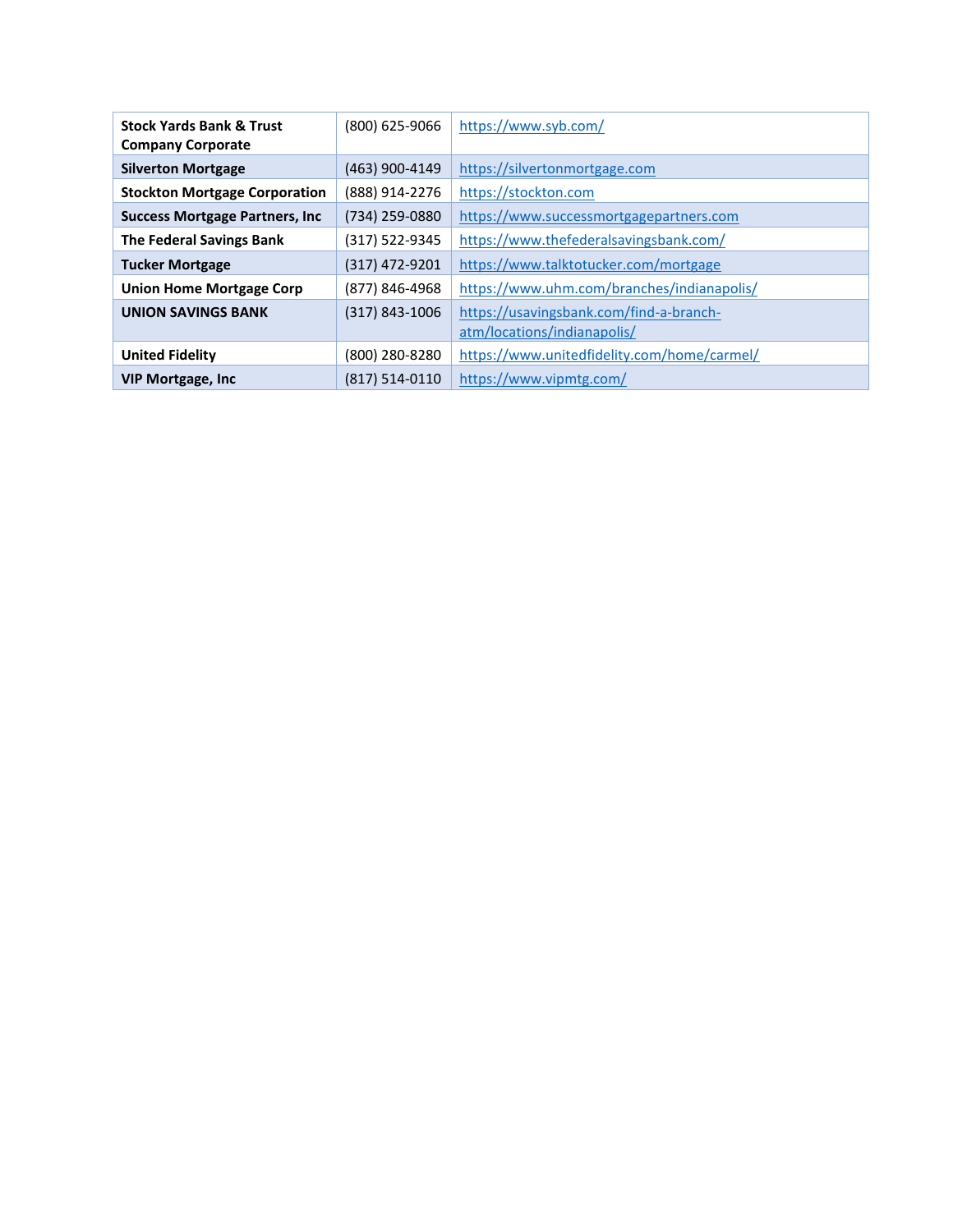| | | |
|---|---|---|
| **Stock Yards Bank & Trust Company Corporate** | (800) 625-9066 | https://www.syb.com/ |
| **Silverton Mortgage** | (463) 900-4149 | https://silvertonmortgage.com |
| **Stockton Mortgage Corporation** | (888) 914-2276 | https://stockton.com |
| **Success Mortgage Partners, Inc** | (734) 259-0880 | https://www.successmortgagepartners.com |
| **The Federal Savings Bank** | (317) 522-9345 | https://www.thefederalsavingsbank.com/ |
| **Tucker Mortgage** | (317) 472-9201 | https://www.talktotucker.com/mortgage |
| **Union Home Mortgage Corp** | (877) 846-4968 | https://www.uhm.com/branches/indianapolis/ |
| **UNION SAVINGS BANK** | (317) 843-1006 | https://usavingsbank.com/find-a-branch-atm/locations/indianapolis/ |
| **United Fidelity** | (800) 280-8280 | https://www.unitedfidelity.com/home/carmel/ |
| **VIP Mortgage, Inc** | (817) 514-0110 | https://www.vipmtg.com/ |